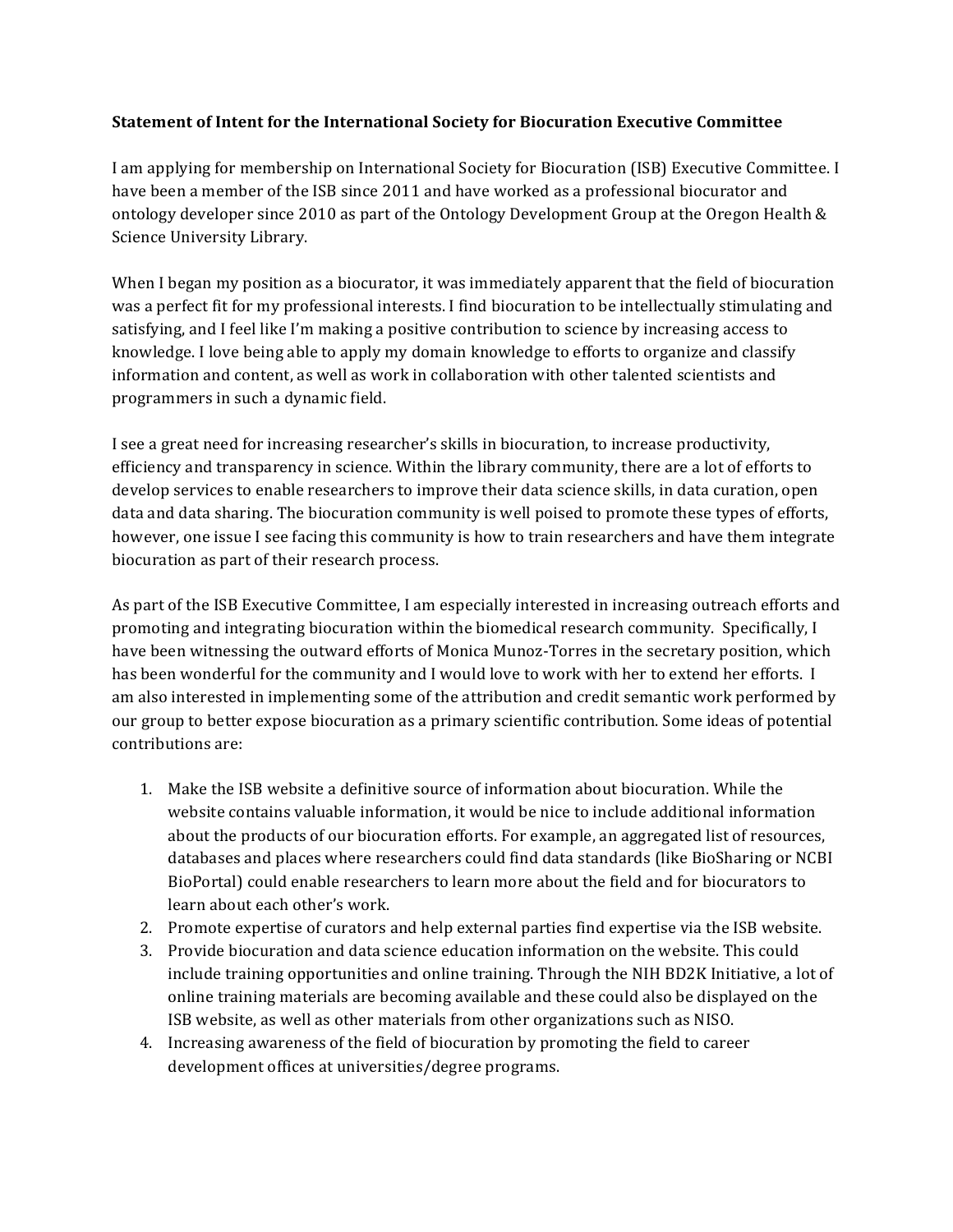**Statement of Intent for the International Society for Biocuration Executive Committee**

I am applying for membership on International Society for Biocuration (ISB) Executive Committee. I have been a member of the ISB since 2011 and have worked as a professional biocurator and ontology developer since 2010 as part of the Ontology Development Group at the Oregon Health & Science University Library.

When I began my position as a biocurator, it was immediately apparent that the field of biocuration was a perfect fit for my professional interests. I find biocuration to be intellectually stimulating and satisfying, and I feel like I'm making a positive contribution to science by increasing access to knowledge. I love being able to apply my domain knowledge to efforts to organize and classify information and content, as well as work in collaboration with other talented scientists and programmers in such a dynamic field.

I see a great need for increasing researcher's skills in biocuration, to increase productivity, efficiency and transparency in science. Within the library community, there are a lot of efforts to develop services to enable researchers to improve their data science skills, in data curation, open data and data sharing. The biocuration community is well poised to promote these types of efforts, however, one issue I see facing this community is how to train researchers and have them integrate biocuration as part of their research process.

As part of the ISB Executive Committee, I am especially interested in increasing outreach efforts and promoting and integrating biocuration within the biomedical research community. Specifically, I have been witnessing the outward efforts of Monica Munoz-Torres in the secretary position, which has been wonderful for the community and I would love to work with her to extend her efforts. I am also interested in implementing some of the attribution and credit semantic work performed by our group to better expose biocuration as a primary scientific contribution. Some ideas of potential contributions are:

1. Make the ISB website a definitive source of information about biocuration. While the website contains valuable information, it would be nice to include additional information about the products of our biocuration efforts. For example, an aggregated list of resources, databases and places where researchers could find data standards (like BioSharing or NCBI BioPortal) could enable researchers to learn more about the field and for biocurators to learn about each other's work.
2. Promote expertise of curators and help external parties find expertise via the ISB website.
3. Provide biocuration and data science education information on the website. This could include training opportunities and online training. Through the NIH BD2K Initiative, a lot of online training materials are becoming available and these could also be displayed on the ISB website, as well as other materials from other organizations such as NISO.
4. Increasing awareness of the field of biocuration by promoting the field to career development offices at universities/degree programs.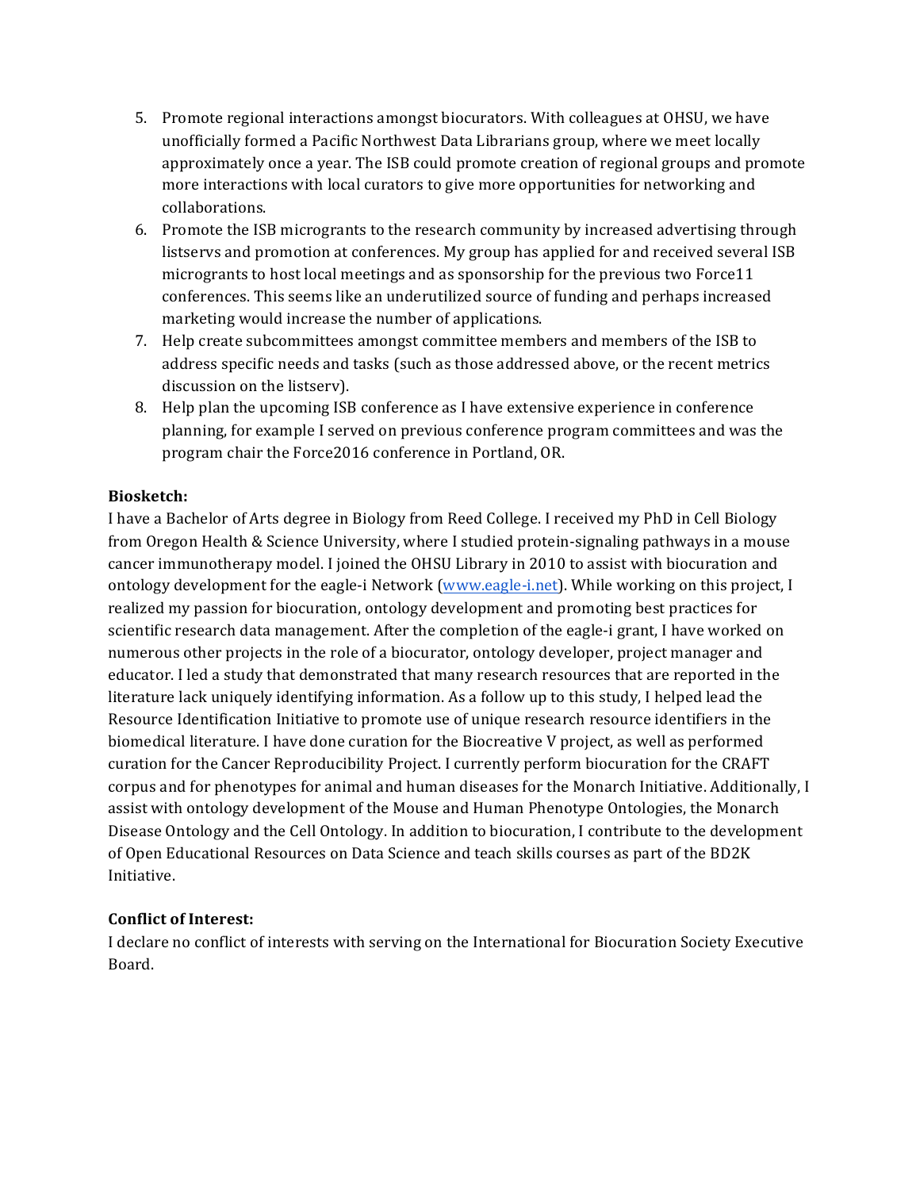5. Promote regional interactions amongst biocurators. With colleagues at OHSU, we have unofficially formed a Pacific Northwest Data Librarians group, where we meet locally approximately once a year. The ISB could promote creation of regional groups and promote more interactions with local curators to give more opportunities for networking and collaborations.
6. Promote the ISB microgrants to the research community by increased advertising through listservs and promotion at conferences. My group has applied for and received several ISB microgrants to host local meetings and as sponsorship for the previous two Force11 conferences. This seems like an underutilized source of funding and perhaps increased marketing would increase the number of applications.
7. Help create subcommittees amongst committee members and members of the ISB to address specific needs and tasks (such as those addressed above, or the recent metrics discussion on the listserv).
8. Help plan the upcoming ISB conference as I have extensive experience in conference planning, for example I served on previous conference program committees and was the program chair the Force2016 conference in Portland, OR.

**Biosketch:**

I have a Bachelor of Arts degree in Biology from Reed College. I received my PhD in Cell Biology from Oregon Health & Science University, where I studied protein-signaling pathways in a mouse cancer immunotherapy model. I joined the OHSU Library in 2010 to assist with biocuration and ontology development for the eagle-i Network ([www.eagle-i.net](http://www.eagle-i.net)). While working on this project, I realized my passion for biocuration, ontology development and promoting best practices for scientific research data management. After the completion of the eagle-i grant, I have worked on numerous other projects in the role of a biocurator, ontology developer, project manager and educator. I led a study that demonstrated that many research resources that are reported in the literature lack uniquely identifying information. As a follow up to this study, I helped lead the Resource Identification Initiative to promote use of unique research resource identifiers in the biomedical literature. I have done curation for the Biocreative V project, as well as performed curation for the Cancer Reproducibility Project. I currently perform biocuration for the CRAFT corpus and for phenotypes for animal and human diseases for the Monarch Initiative. Additionally, I assist with ontology development of the Mouse and Human Phenotype Ontologies, the Monarch Disease Ontology and the Cell Ontology. In addition to biocuration, I contribute to the development of Open Educational Resources on Data Science and teach skills courses as part of the BD2K Initiative.

**Conflict of Interest:**

I declare no conflict of interests with serving on the International for Biocuration Society Executive Board.